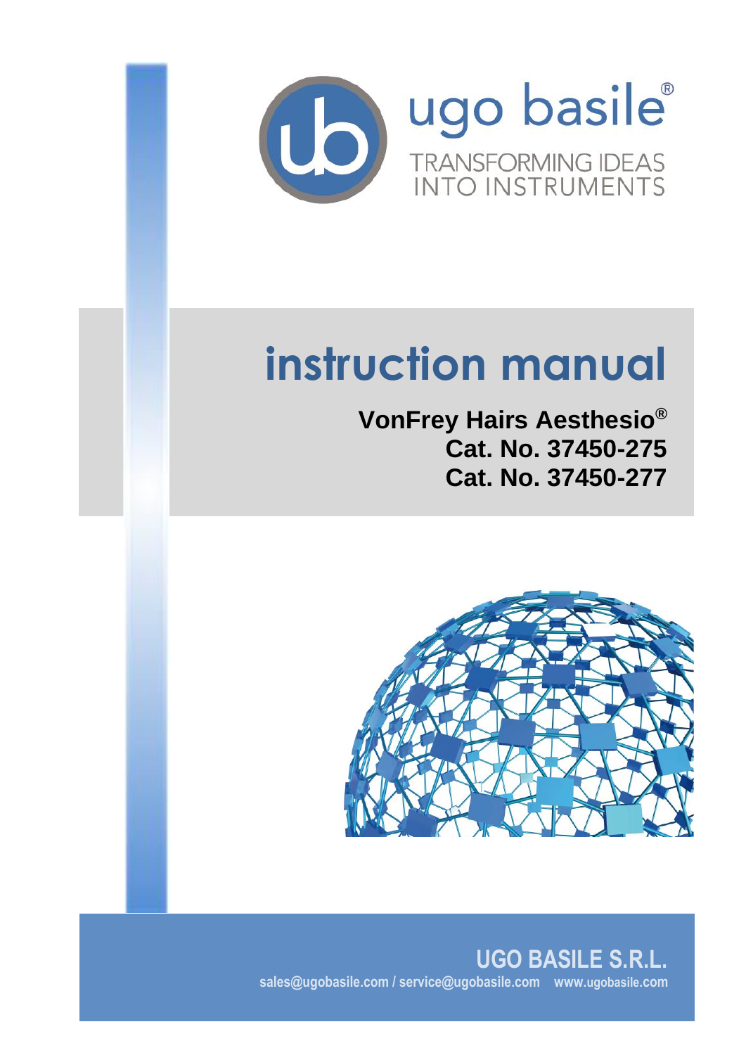ugo basile®

TRANSFORMING IDEAS INTO INSTRUMENTS

# instruction manual

**VonFrey Hairs Aesthesio®**
**Cat. No. 37450-275**
**Cat. No. 37450-277**

**UGO BASILE S.R.L.**
**sales@ugobasile.com / service@ugobasile.com www.ugobasile.com**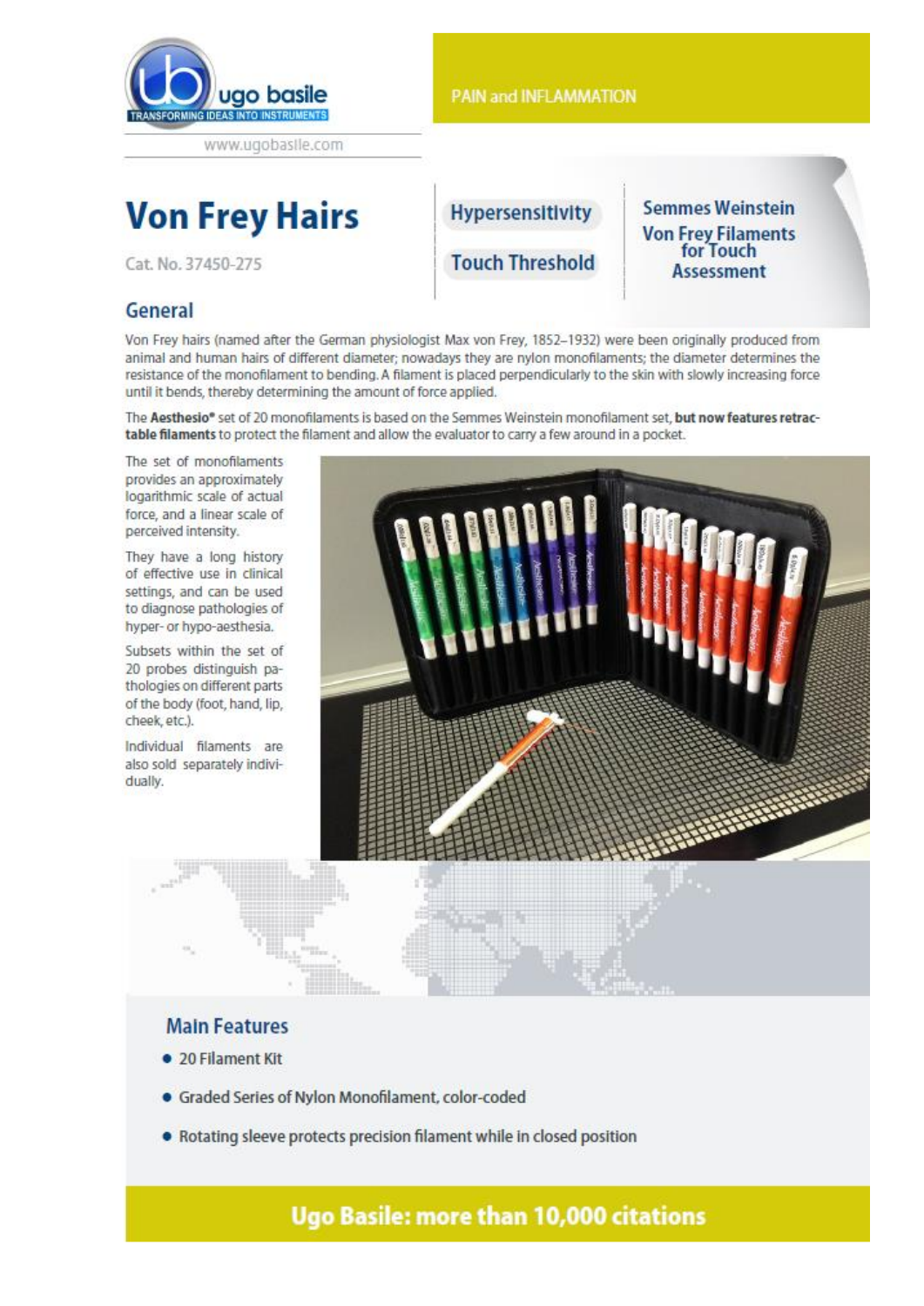# Von Frey Hairs

Cat. No. 37450-275

PAIN and INFLAMMATION

Hypersensitivity

Touch Threshold

Semmes Weinstein Von Frey Filaments for Touch Assessment

## General

Von Frey hairs (named after the German physiologist Max von Frey, 1852–1932) were been originally produced from animal and human hairs of different diameter; nowadays they are nylon monofilaments; the diameter determines the resistance of the monofilament to bending. A filament is placed perpendicularly to the skin with slowly increasing force until it bends, thereby determining the amount of force applied.

The **Aesthesio®** set of 20 monofilaments is based on the Semmes Weinstein monofilament set, **but now features retractable filaments** to protect the filament and allow the evaluator to carry a few around in a pocket.

The set of monofilaments provides an approximately logarithmic scale of actual force, and a linear scale of perceived intensity.

They have a long history of effective use in clinical settings, and can be used to diagnose pathologies of hyper- or hypo-aesthesia.

Subsets within the set of 20 probes distinguish pathologies on different parts of the body (foot, hand, lip, cheek, etc.).

Individual filaments are also sold separately individually.

## Main Features

- 20 Filament Kit
- Graded Series of Nylon Monofilament, color-coded
- Rotating sleeve protects precision filament while in closed position

**Ugo Basile: more than 10,000 citations**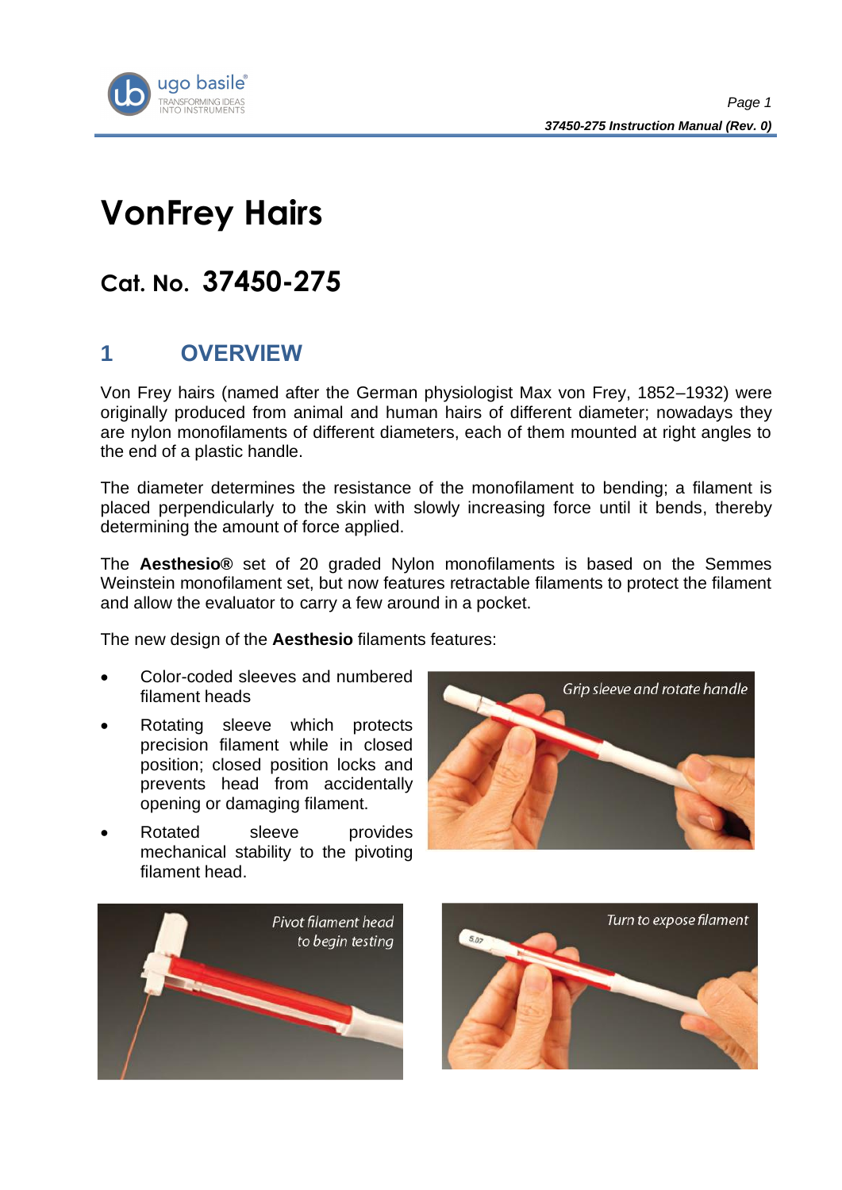# VonFrey Hairs

## Cat. No. 37450-275

## 1 OVERVIEW

Von Frey hairs (named after the German physiologist Max von Frey, 1852–1932) were originally produced from animal and human hairs of different diameter; nowadays they are nylon monofilaments of different diameters, each of them mounted at right angles to the end of a plastic handle.

The diameter determines the resistance of the monofilament to bending; a filament is placed perpendicularly to the skin with slowly increasing force until it bends, thereby determining the amount of force applied.

The **Aesthesio®** set of 20 graded Nylon monofilaments is based on the Semmes Weinstein monofilament set, but now features retractable filaments to protect the filament and allow the evaluator to carry a few around in a pocket.

The new design of the **Aesthesio** filaments features:

- Color-coded sleeves and numbered filament heads
- Rotating sleeve which protects precision filament while in closed position; closed position locks and prevents head from accidentally opening or damaging filament.
- Rotated sleeve provides mechanical stability to the pivoting filament head.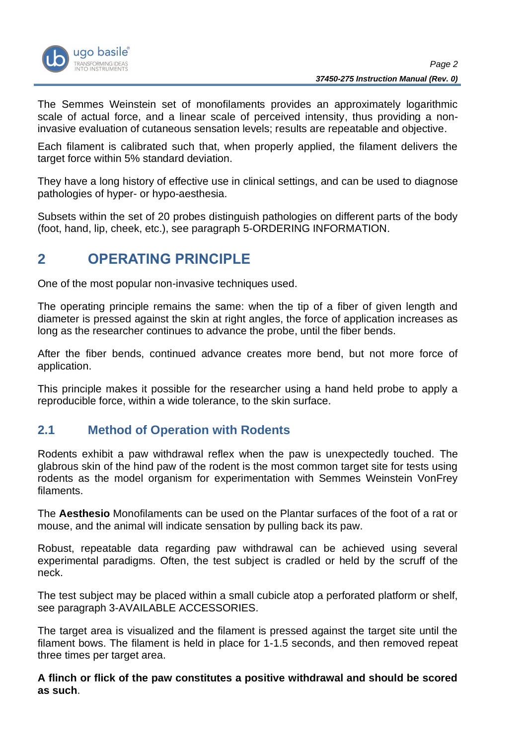The Semmes Weinstein set of monofilaments provides an approximately logarithmic scale of actual force, and a linear scale of perceived intensity, thus providing a non-invasive evaluation of cutaneous sensation levels; results are repeatable and objective.

Each filament is calibrated such that, when properly applied, the filament delivers the target force within 5% standard deviation.

They have a long history of effective use in clinical settings, and can be used to diagnose pathologies of hyper- or hypo-aesthesia.

Subsets within the set of 20 probes distinguish pathologies on different parts of the body (foot, hand, lip, cheek, etc.), see paragraph 5-ORDERING INFORMATION.

# 2 OPERATING PRINCIPLE

One of the most popular non-invasive techniques used.

The operating principle remains the same: when the tip of a fiber of given length and diameter is pressed against the skin at right angles, the force of application increases as long as the researcher continues to advance the probe, until the fiber bends.

After the fiber bends, continued advance creates more bend, but not more force of application.

This principle makes it possible for the researcher using a hand held probe to apply a reproducible force, within a wide tolerance, to the skin surface.

## 2.1 Method of Operation with Rodents

Rodents exhibit a paw withdrawal reflex when the paw is unexpectedly touched. The glabrous skin of the hind paw of the rodent is the most common target site for tests using rodents as the model organism for experimentation with Semmes Weinstein VonFrey filaments.

The **Aesthesio** Monofilaments can be used on the Plantar surfaces of the foot of a rat or mouse, and the animal will indicate sensation by pulling back its paw.

Robust, repeatable data regarding paw withdrawal can be achieved using several experimental paradigms. Often, the test subject is cradled or held by the scruff of the neck.

The test subject may be placed within a small cubicle atop a perforated platform or shelf, see paragraph 3-AVAILABLE ACCESSORIES.

The target area is visualized and the filament is pressed against the target site until the filament bows. The filament is held in place for 1-1.5 seconds, and then removed repeat three times per target area.

**A flinch or flick of the paw constitutes a positive withdrawal and should be scored as such**.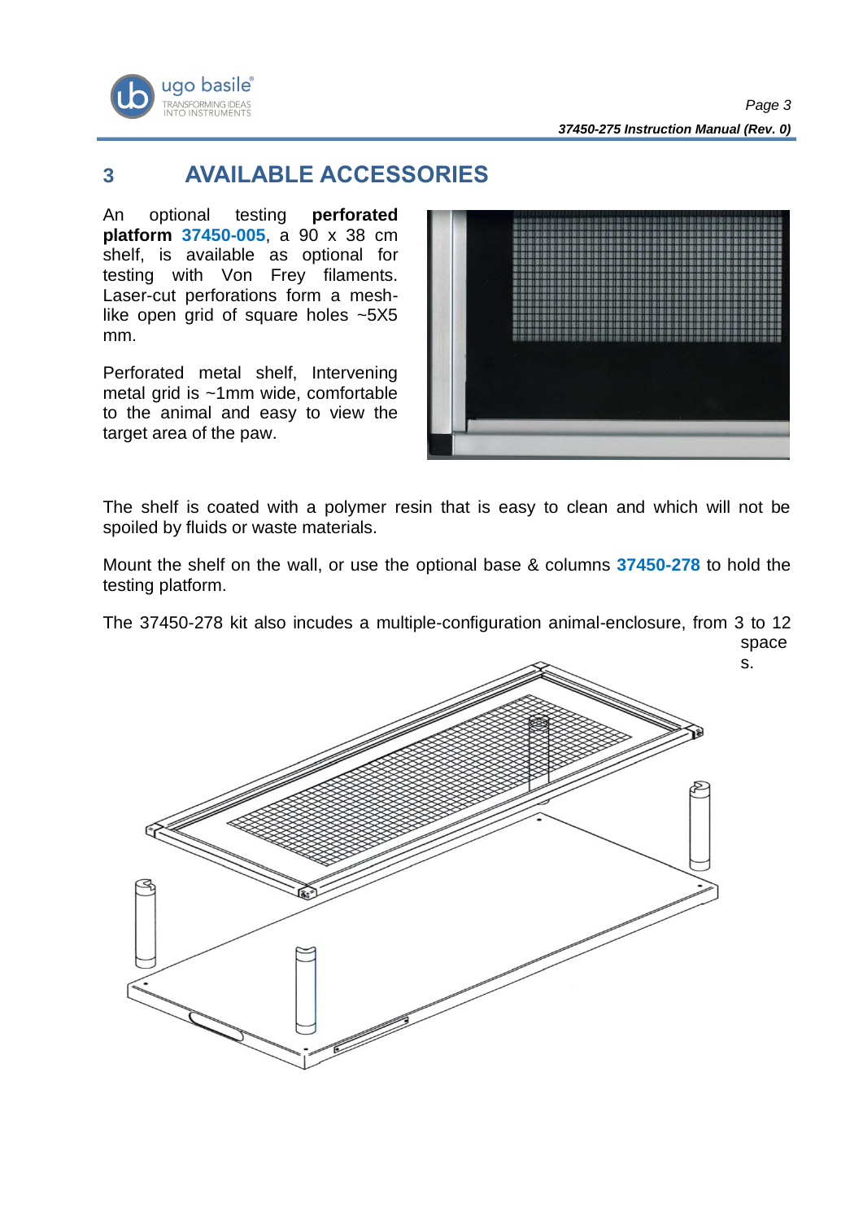# 3 AVAILABLE ACCESSORIES

An optional testing **perforated platform 37450-005**, a 90 x 38 cm shelf, is available as optional for testing with Von Frey filaments. Laser-cut perforations form a mesh-like open grid of square holes ~5X5 mm.

Perforated metal shelf, Intervening metal grid is ~1mm wide, comfortable to the animal and easy to view the target area of the paw.

The shelf is coated with a polymer resin that is easy to clean and which will not be spoiled by fluids or waste materials.

Mount the shelf on the wall, or use the optional base & columns **37450-278** to hold the testing platform.

The 37450-278 kit also incudes a multiple-configuration animal-enclosure, from 3 to 12 spaces.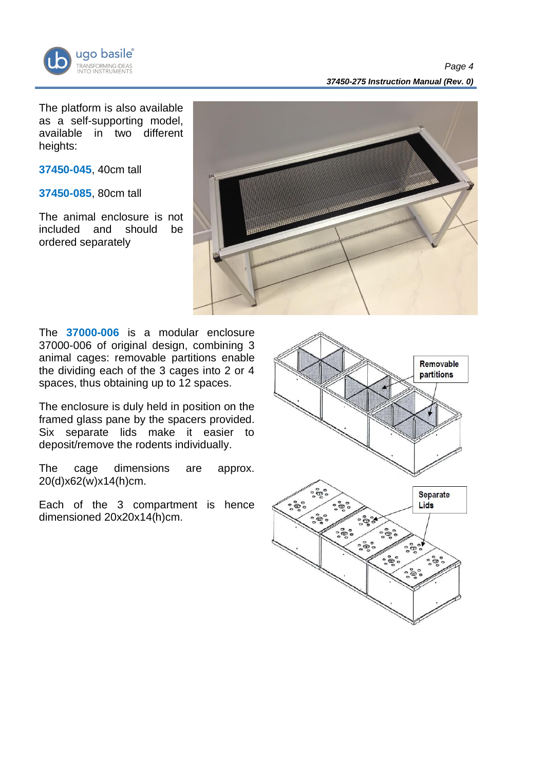The platform is also available as a self-supporting model, available in two different heights:

**37450-045**, 40cm tall

**37450-085**, 80cm tall

The animal enclosure is not included and should be ordered separately

The **37000-006** is a modular enclosure 37000-006 of original design, combining 3 animal cages: removable partitions enable the dividing each of the 3 cages into 2 or 4 spaces, thus obtaining up to 12 spaces.

The enclosure is duly held in position on the framed glass pane by the spacers provided. Six separate lids make it easier to deposit/remove the rodents individually.

The cage dimensions are approx. 20(d)x62(w)x14(h)cm.

Each of the 3 compartment is hence dimensioned 20x20x14(h)cm.

Removable partitions

Separate Lids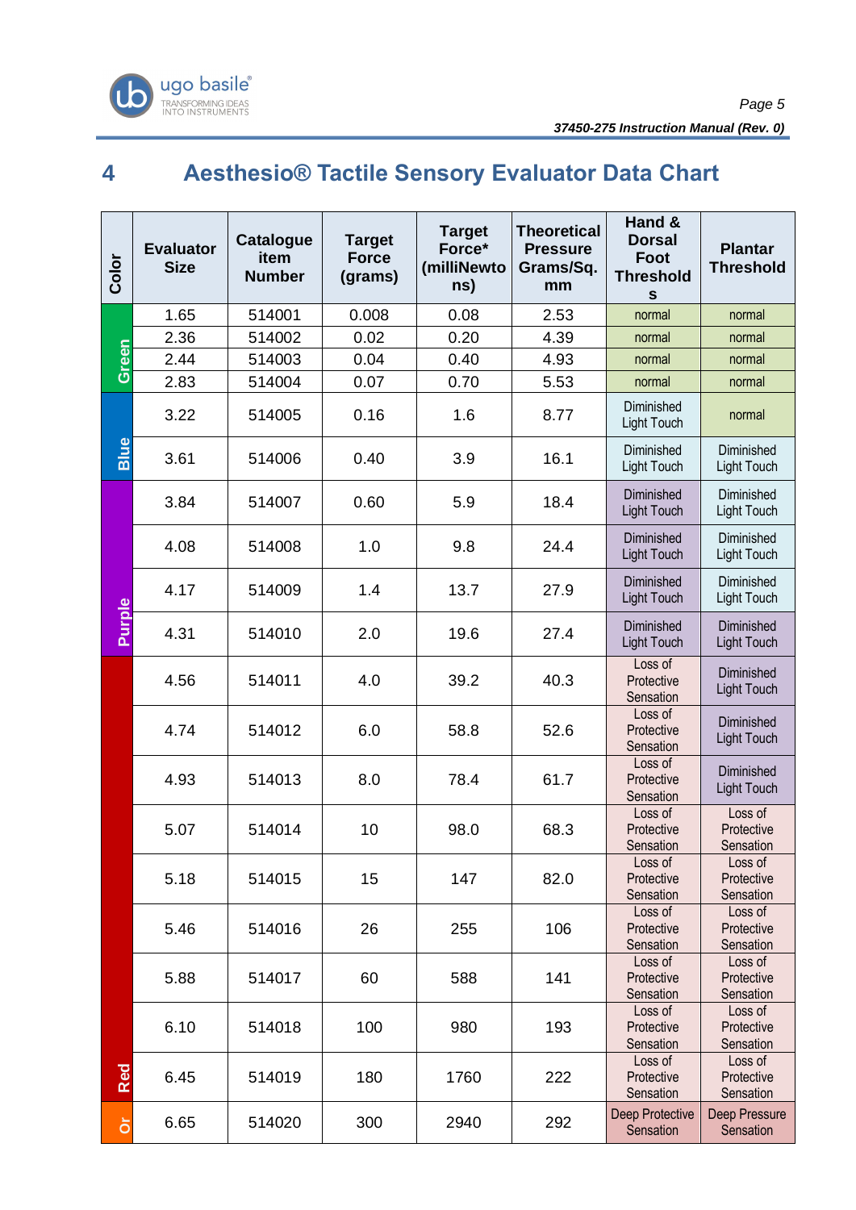# 4 Aesthesio® Tactile Sensory Evaluator Data Chart

| Color | Evaluator Size | Catalogue item Number | Target Force (grams) | Target Force* (milliNewtons) | Theoretical Pressure Grams/Sq. mm | Hand & Dorsal Foot Thresholds | Plantar Threshold |
|---|---|---|---|---|---|---|---|
| Green | 1.65 | 514001 | 0.008 | 0.08 | 2.53 | normal | normal |
| Green | 2.36 | 514002 | 0.02 | 0.20 | 4.39 | normal | normal |
| Green | 2.44 | 514003 | 0.04 | 0.40 | 4.93 | normal | normal |
| Green | 2.83 | 514004 | 0.07 | 0.70 | 5.53 | normal | normal |
| Blue | 3.22 | 514005 | 0.16 | 1.6 | 8.77 | Diminished Light Touch | normal |
| Blue | 3.61 | 514006 | 0.40 | 3.9 | 16.1 | Diminished Light Touch | Diminished Light Touch |
| Purple | 3.84 | 514007 | 0.60 | 5.9 | 18.4 | Diminished Light Touch | Diminished Light Touch |
| Purple | 4.08 | 514008 | 1.0 | 9.8 | 24.4 | Diminished Light Touch | Diminished Light Touch |
| Purple | 4.17 | 514009 | 1.4 | 13.7 | 27.9 | Diminished Light Touch | Diminished Light Touch |
| Purple | 4.31 | 514010 | 2.0 | 19.6 | 27.4 | Diminished Light Touch | Diminished Light Touch |
| Red | 4.56 | 514011 | 4.0 | 39.2 | 40.3 | Loss of Protective Sensation | Diminished Light Touch |
| Red | 4.74 | 514012 | 6.0 | 58.8 | 52.6 | Loss of Protective Sensation | Diminished Light Touch |
| Red | 4.93 | 514013 | 8.0 | 78.4 | 61.7 | Loss of Protective Sensation | Diminished Light Touch |
| Red | 5.07 | 514014 | 10 | 98.0 | 68.3 | Loss of Protective Sensation | Loss of Protective Sensation |
| Red | 5.18 | 514015 | 15 | 147 | 82.0 | Loss of Protective Sensation | Loss of Protective Sensation |
| Red | 5.46 | 514016 | 26 | 255 | 106 | Loss of Protective Sensation | Loss of Protective Sensation |
| Red | 5.88 | 514017 | 60 | 588 | 141 | Loss of Protective Sensation | Loss of Protective Sensation |
| Red | 6.10 | 514018 | 100 | 980 | 193 | Loss of Protective Sensation | Loss of Protective Sensation |
| Red | 6.45 | 514019 | 180 | 1760 | 222 | Loss of Protective Sensation | Loss of Protective Sensation |
| Or | 6.65 | 514020 | 300 | 2940 | 292 | Deep Protective Sensation | Deep Pressure Sensation |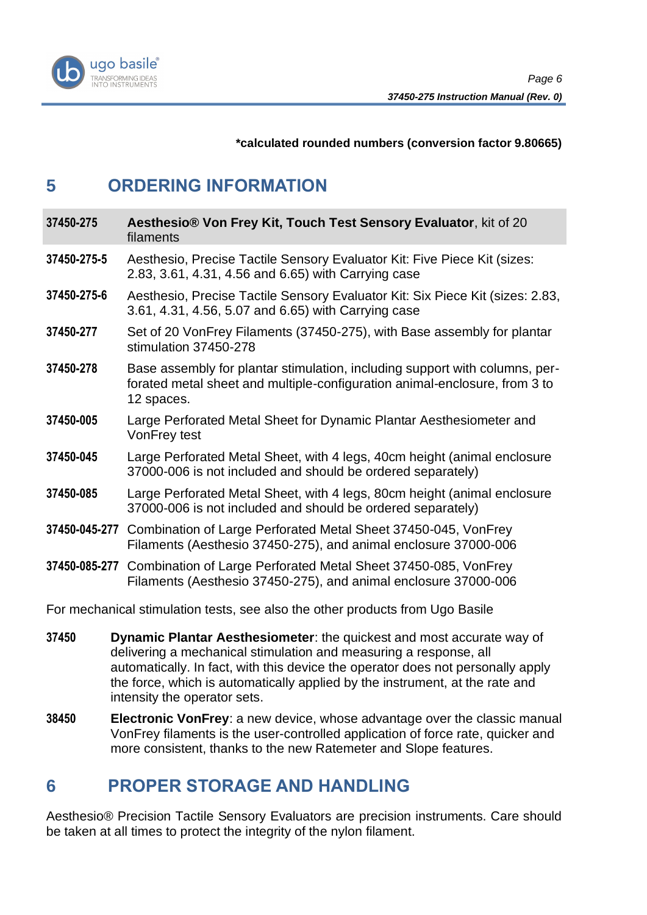**\*calculated rounded numbers (conversion factor 9.80665)**

# 5 ORDERING INFORMATION

| | |
|---|---|
| **37450-275** | **Aesthesio® Von Frey Kit, Touch Test Sensory Evaluator**, kit of 20 filaments |
| **37450-275-5** | Aesthesio, Precise Tactile Sensory Evaluator Kit: Five Piece Kit (sizes: 2.83, 3.61, 4.31, 4.56 and 6.65) with Carrying case |
| **37450-275-6** | Aesthesio, Precise Tactile Sensory Evaluator Kit: Six Piece Kit (sizes: 2.83, 3.61, 4.31, 4.56, 5.07 and 6.65) with Carrying case |
| **37450-277** | Set of 20 VonFrey Filaments (37450-275), with Base assembly for plantar stimulation 37450-278 |
| **37450-278** | Base assembly for plantar stimulation, including support with columns, perforated metal sheet and multiple-configuration animal-enclosure, from 3 to 12 spaces. |
| **37450-005** | Large Perforated Metal Sheet for Dynamic Plantar Aesthesiometer and VonFrey test |
| **37450-045** | Large Perforated Metal Sheet, with 4 legs, 40cm height (animal enclosure 37000-006 is not included and should be ordered separately) |
| **37450-085** | Large Perforated Metal Sheet, with 4 legs, 80cm height (animal enclosure 37000-006 is not included and should be ordered separately) |
| **37450-045-277** | Combination of Large Perforated Metal Sheet 37450-045, VonFrey Filaments (Aesthesio 37450-275), and animal enclosure 37000-006 |
| **37450-085-277** | Combination of Large Perforated Metal Sheet 37450-085, VonFrey Filaments (Aesthesio 37450-275), and animal enclosure 37000-006 |

For mechanical stimulation tests, see also the other products from Ugo Basile

| | |
|---|---|
| **37450** | **Dynamic Plantar Aesthesiometer**: the quickest and most accurate way of delivering a mechanical stimulation and measuring a response, all automatically. In fact, with this device the operator does not personally apply the force, which is automatically applied by the instrument, at the rate and intensity the operator sets. |
| **38450** | **Electronic VonFrey**: a new device, whose advantage over the classic manual VonFrey filaments is the user-controlled application of force rate, quicker and more consistent, thanks to the new Ratemeter and Slope features. |

# 6 PROPER STORAGE AND HANDLING

Aesthesio® Precision Tactile Sensory Evaluators are precision instruments. Care should be taken at all times to protect the integrity of the nylon filament.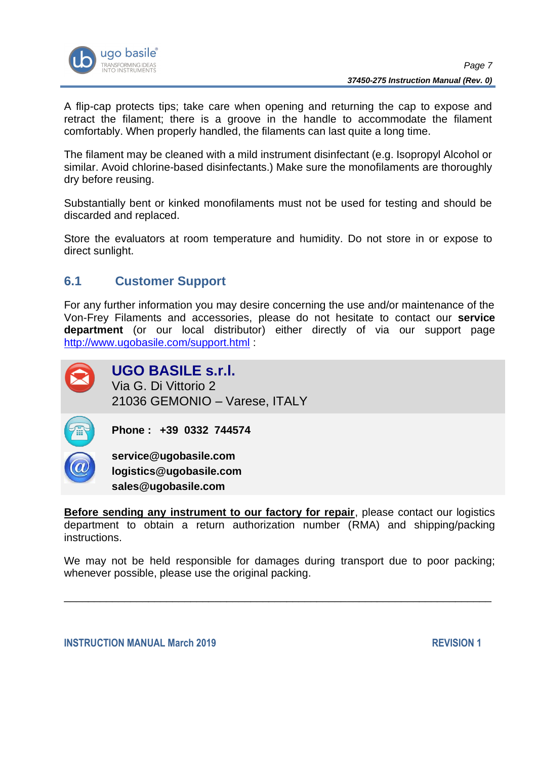A flip-cap protects tips; take care when opening and returning the cap to expose and retract the filament; there is a groove in the handle to accommodate the filament comfortably. When properly handled, the filaments can last quite a long time.

The filament may be cleaned with a mild instrument disinfectant (e.g. Isopropyl Alcohol or similar. Avoid chlorine-based disinfectants.) Make sure the monofilaments are thoroughly dry before reusing.

Substantially bent or kinked monofilaments must not be used for testing and should be discarded and replaced.

Store the evaluators at room temperature and humidity. Do not store in or expose to direct sunlight.

## 6.1 Customer Support

For any further information you may desire concerning the use and/or maintenance of the Von-Frey Filaments and accessories, please do not hesitate to contact our **service department** (or our local distributor) either directly of via our support page http://www.ugobasile.com/support.html :

**UGO BASILE s.r.l.**
Via G. Di Vittorio 2
21036 GEMONIO – Varese, ITALY

**Phone : +39 0332 744574**

**service@ugobasile.com**
**logistics@ugobasile.com**
**sales@ugobasile.com**

**Before sending any instrument to our factory for repair**, please contact our logistics department to obtain a return authorization number (RMA) and shipping/packing instructions.

We may not be held responsible for damages during transport due to poor packing; whenever possible, please use the original packing.

---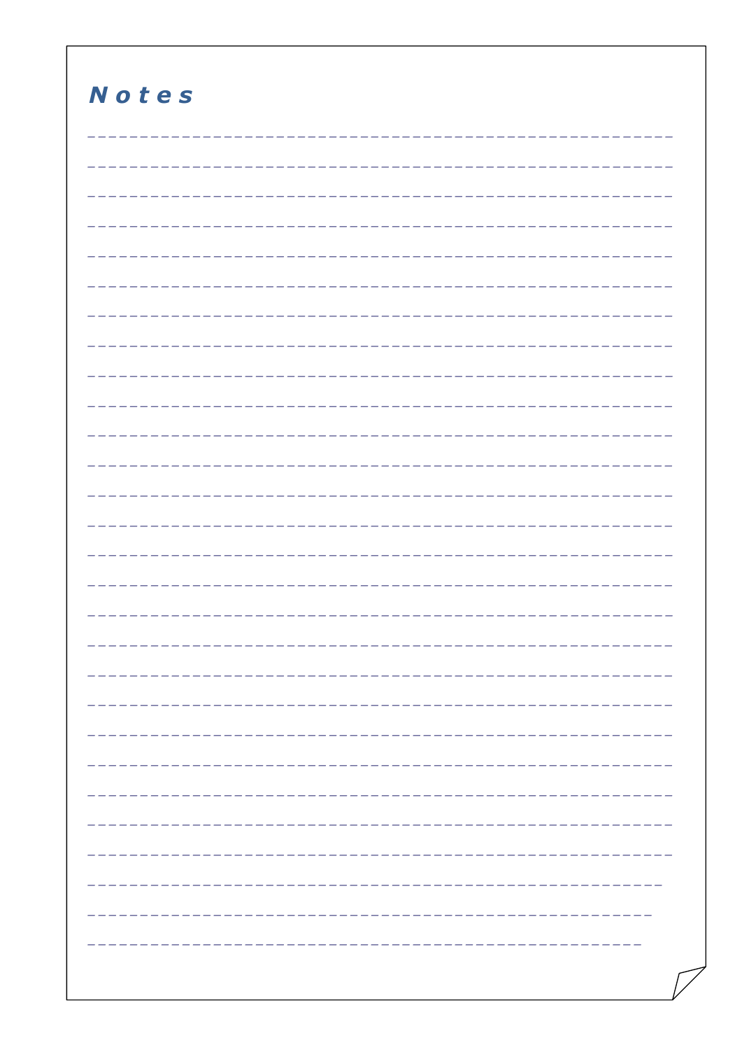# Notes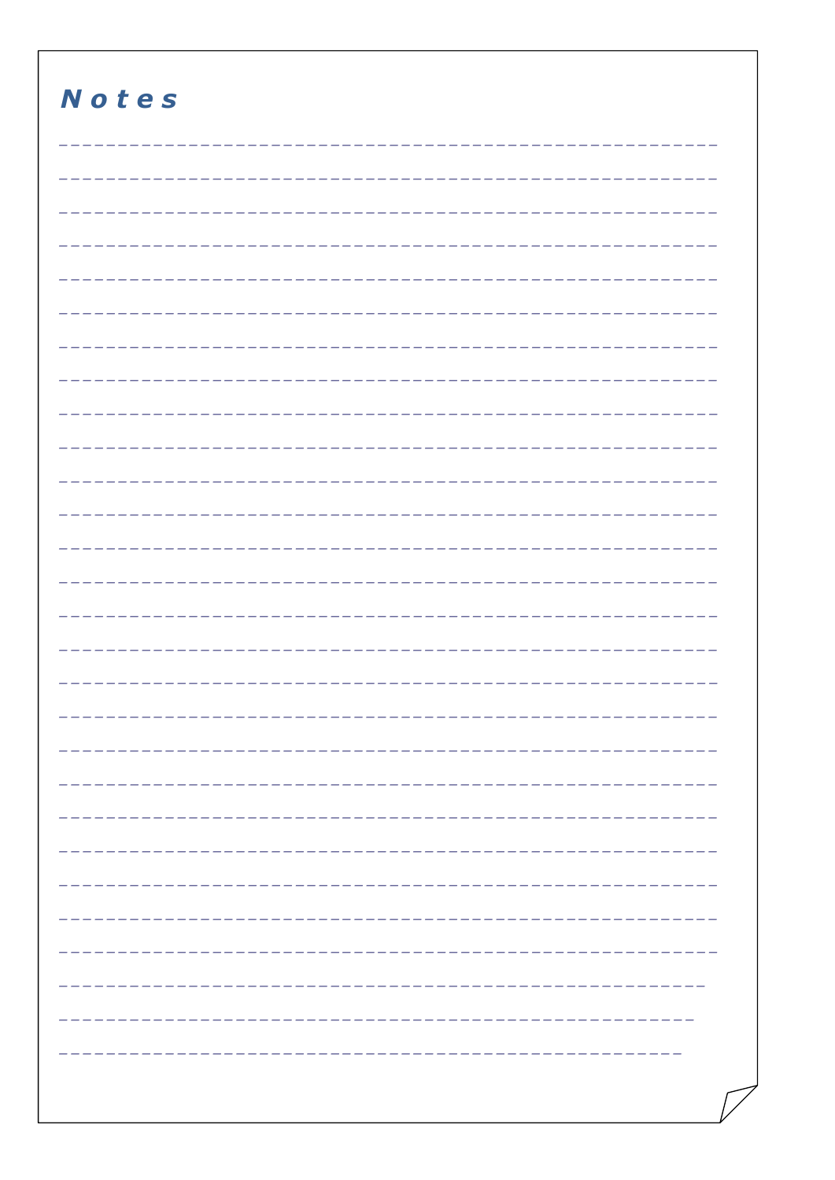## Notes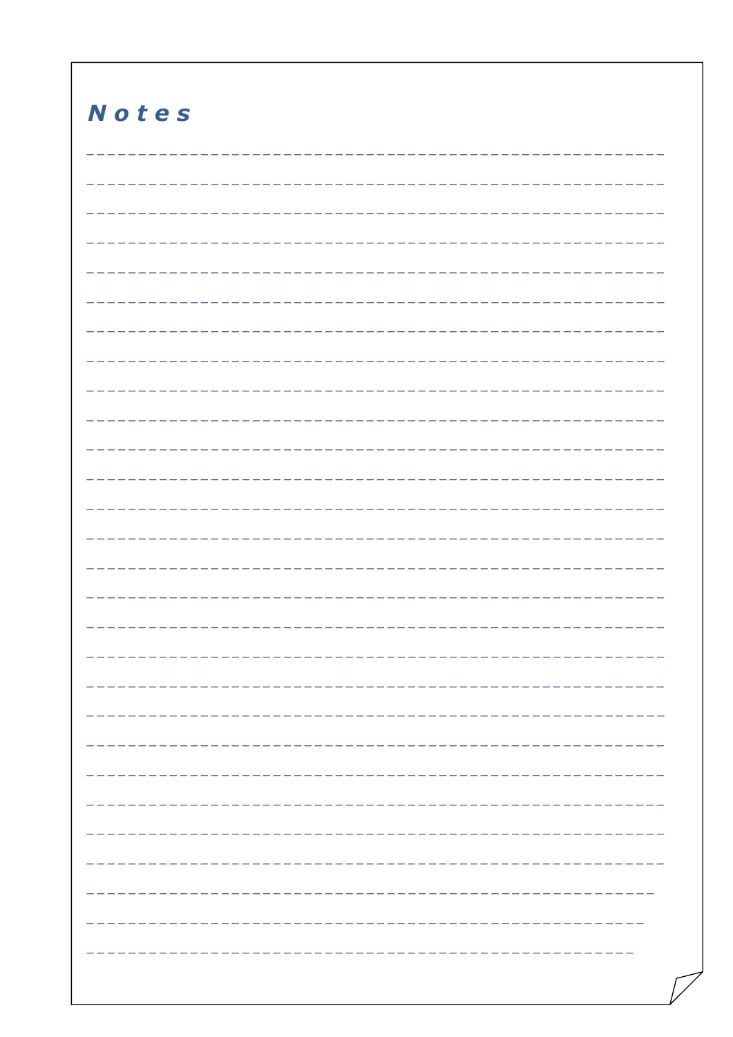# Notes